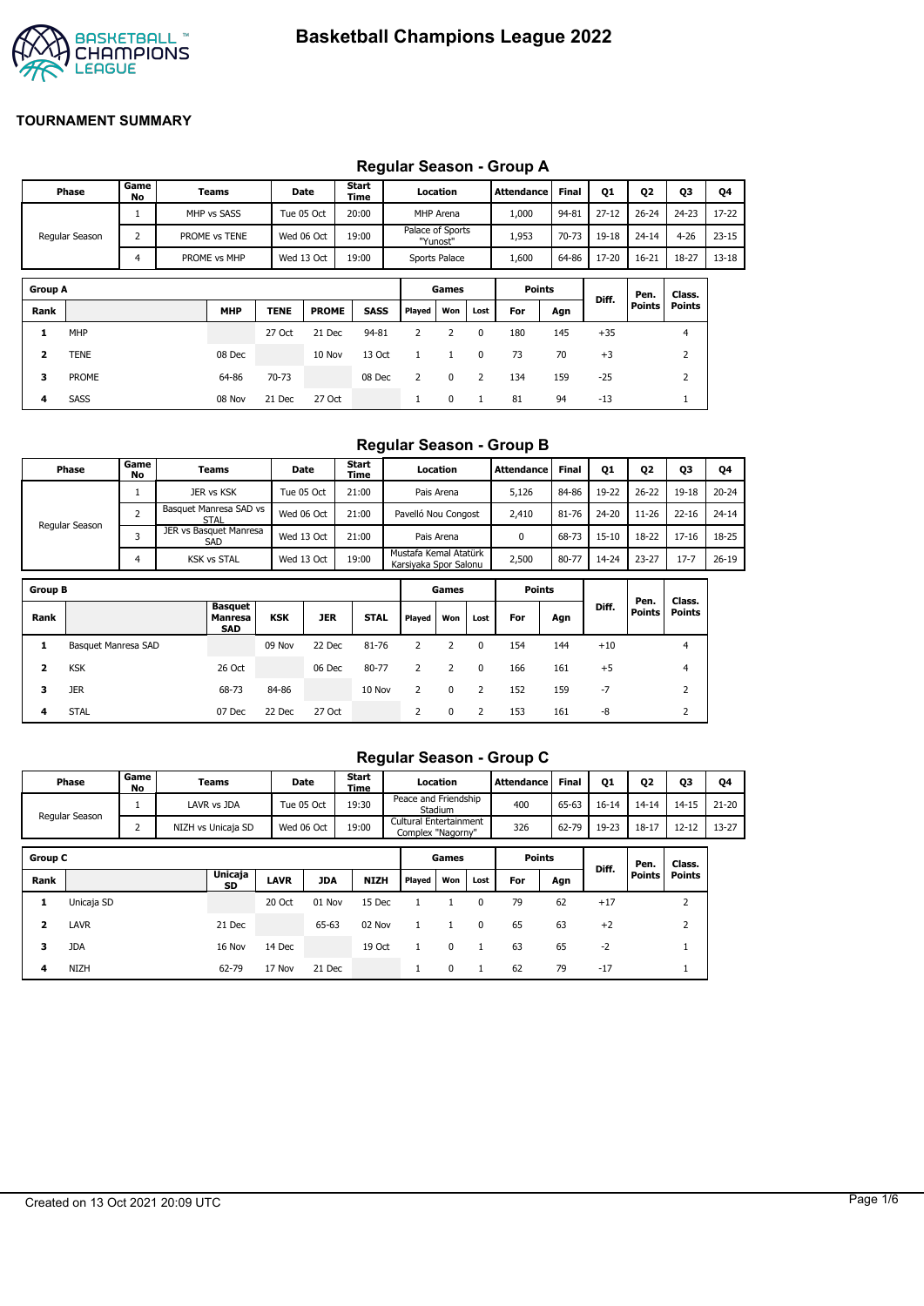# Basketball Champions League 2022

## TOURNAMENT SUMMARY

### Regular Season - Group A

| Phase | Game No | Teams | Date | Start Time | Location | Attendance | Final | Q1 | Q2 | Q3 | Q4 |
|---|---|---|---|---|---|---|---|---|---|---|---|
| Regular Season | 1 | MHP vs SASS | Tue 05 Oct | 20:00 | MHP Arena | 1,000 | 94-81 | 27-12 | 26-24 | 24-23 | 17-22 |
| | 2 | PROME vs TENE | Wed 06 Oct | 19:00 | Palace of Sports "Yunost" | 1,953 | 70-73 | 19-18 | 24-14 | 4-26 | 23-15 |
| | 4 | PROME vs MHP | Wed 13 Oct | 19:00 | Sports Palace | 1,600 | 64-86 | 17-20 | 16-21 | 18-27 | 13-18 |

| Group A | | | | | | Games | | | Points | | | | |
|---|---|---|---|---|---|---|---|---|---|---|---|---|---|
| Rank | | MHP | TENE | PROME | SASS | Played | Won | Lost | For | Agn | Diff. | Pen. Points | Class. Points |
| 1 | MHP | | 27 Oct | 21 Dec | 94-81 | 2 | 2 | 0 | 180 | 145 | +35 | | 4 |
| 2 | TENE | 08 Dec | | 10 Nov | 13 Oct | 1 | 1 | 0 | 73 | 70 | +3 | | 2 |
| 3 | PROME | 64-86 | 70-73 | | 08 Dec | 2 | 0 | 2 | 134 | 159 | -25 | | 2 |
| 4 | SASS | 08 Nov | 21 Dec | 27 Oct | | 1 | 0 | 1 | 81 | 94 | -13 | | 1 |

### Regular Season - Group B

| Phase | Game No | Teams | Date | Start Time | Location | Attendance | Final | Q1 | Q2 | Q3 | Q4 |
|---|---|---|---|---|---|---|---|---|---|---|---|
| Regular Season | 1 | JER vs KSK | Tue 05 Oct | 21:00 | Pais Arena | 5,126 | 84-86 | 19-22 | 26-22 | 19-18 | 20-24 |
| | 2 | Basquet Manresa SAD vs STAL | Wed 06 Oct | 21:00 | Pavelló Nou Congost | 2,410 | 81-76 | 24-20 | 11-26 | 22-16 | 24-14 |
| | 3 | JER vs Basquet Manresa SAD | Wed 13 Oct | 21:00 | Pais Arena | 0 | 68-73 | 15-10 | 18-22 | 17-16 | 18-25 |
| | 4 | KSK vs STAL | Wed 13 Oct | 19:00 | Mustafa Kemal Atatürk Karsiyaka Spor Salonu | 2,500 | 80-77 | 14-24 | 23-27 | 17-7 | 26-19 |

| Group B | | | | | | Games | | | Points | | | | |
|---|---|---|---|---|---|---|---|---|---|---|---|---|---|
| Rank | | Basquet Manresa SAD | KSK | JER | STAL | Played | Won | Lost | For | Agn | Diff. | Pen. Points | Class. Points |
| 1 | Basquet Manresa SAD | | 09 Nov | 22 Dec | 81-76 | 2 | 2 | 0 | 154 | 144 | +10 | | 4 |
| 2 | KSK | 26 Oct | | 06 Dec | 80-77 | 2 | 2 | 0 | 166 | 161 | +5 | | 4 |
| 3 | JER | 68-73 | 84-86 | | 10 Nov | 2 | 0 | 2 | 152 | 159 | -7 | | 2 |
| 4 | STAL | 07 Dec | 22 Dec | 27 Oct | | 2 | 0 | 2 | 153 | 161 | -8 | | 2 |

### Regular Season - Group C

| Phase | Game No | Teams | Date | Start Time | Location | Attendance | Final | Q1 | Q2 | Q3 | Q4 |
|---|---|---|---|---|---|---|---|---|---|---|---|
| Regular Season | 1 | LAVR vs JDA | Tue 05 Oct | 19:30 | Peace and Friendship Stadium | 400 | 65-63 | 16-14 | 14-14 | 14-15 | 21-20 |
| | 2 | NIZH vs Unicaja SD | Wed 06 Oct | 19:00 | Cultural Entertainment Complex "Nagorny" | 326 | 62-79 | 19-23 | 18-17 | 12-12 | 13-27 |

| Group C | | | | | | Games | | | Points | | | | |
|---|---|---|---|---|---|---|---|---|---|---|---|---|---|
| Rank | | Unicaja SD | LAVR | JDA | NIZH | Played | Won | Lost | For | Agn | Diff. | Pen. Points | Class. Points |
| 1 | Unicaja SD | | 20 Oct | 01 Nov | 15 Dec | 1 | 1 | 0 | 79 | 62 | +17 | | 2 |
| 2 | LAVR | 21 Dec | | 65-63 | 02 Nov | 1 | 1 | 0 | 65 | 63 | +2 | | 2 |
| 3 | JDA | 16 Nov | 14 Dec | | 19 Oct | 1 | 0 | 1 | 63 | 65 | -2 | | 1 |
| 4 | NIZH | 62-79 | 17 Nov | 21 Dec | | 1 | 0 | 1 | 62 | 79 | -17 | | 1 |

Created on 13 Oct 2021 20:09 UTC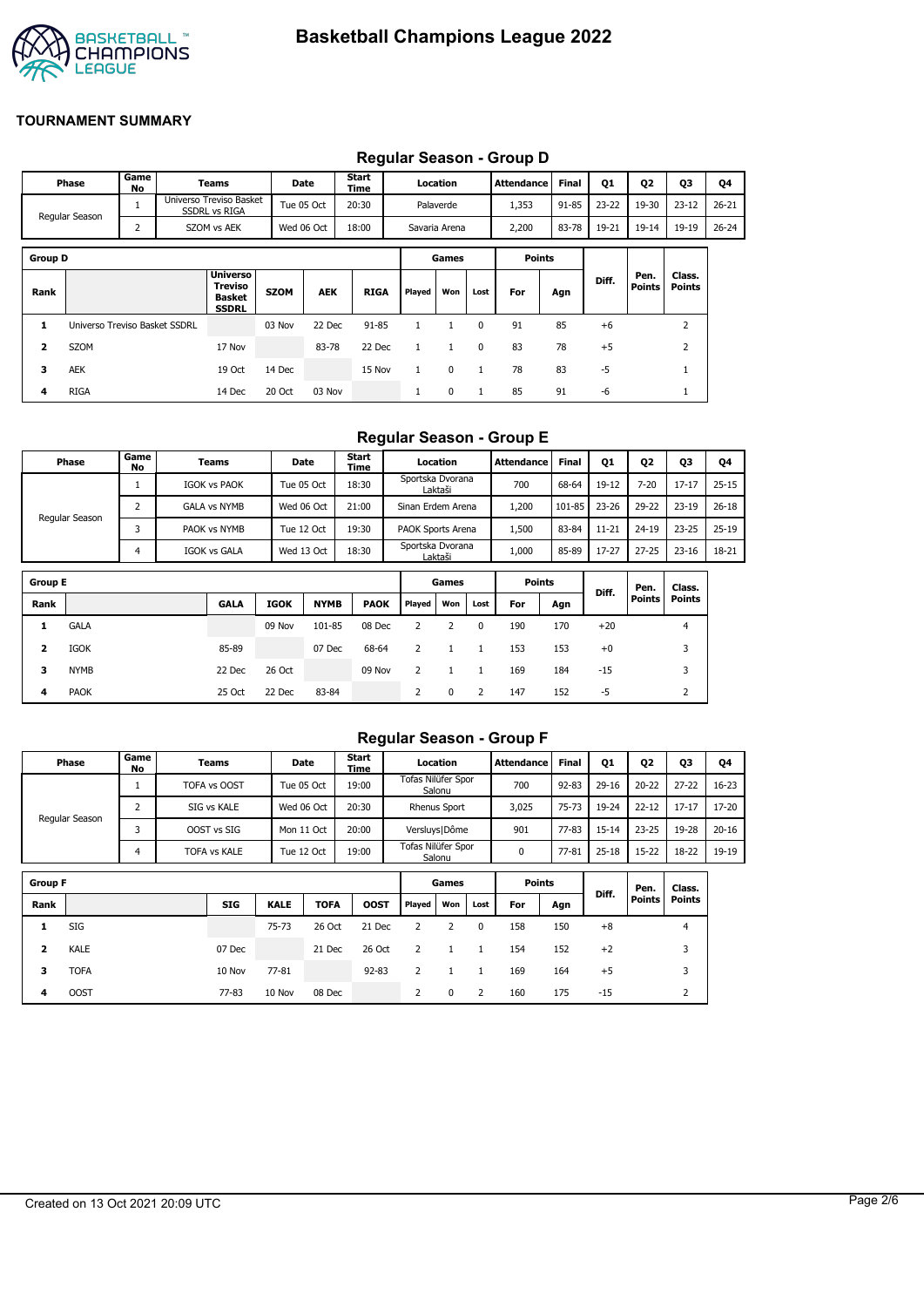# Basketball Champions League 2022

**TOURNAMENT SUMMARY**

## Regular Season - Group D

| Phase | Game No | Teams | Date | Start Time | Location | Attendance | Final | Q1 | Q2 | Q3 | Q4 |
|---|---|---|---|---|---|---|---|---|---|---|---|
| Regular Season | 1 | Universo Treviso Basket SSDRL vs RIGA | Tue 05 Oct | 20:30 | Palaverde | 1,353 | 91-85 | 23-22 | 19-30 | 23-12 | 26-21 |
| | 2 | SZOM vs AEK | Wed 06 Oct | 18:00 | Savaria Arena | 2,200 | 83-78 | 19-21 | 19-14 | 19-19 | 26-24 |

| Group D | | | | | | Games | | | Points | | | | |
|---|---|---|---|---|---|---|---|---|---|---|---|---|---|
| Rank | | Universo Treviso Basket SSDRL | SZOM | AEK | RIGA | Played | Won | Lost | For | Agn | Diff. | Pen. Points | Class. Points |
| 1 | Universo Treviso Basket SSDRL | | 03 Nov | 22 Dec | 91-85 | 1 | 1 | 0 | 91 | 85 | +6 | | 2 |
| 2 | SZOM | 17 Nov | | 83-78 | 22 Dec | 1 | 1 | 0 | 83 | 78 | +5 | | 2 |
| 3 | AEK | 19 Oct | 14 Dec | | 15 Nov | 1 | 0 | 1 | 78 | 83 | -5 | | 1 |
| 4 | RIGA | 14 Dec | 20 Oct | 03 Nov | | 1 | 0 | 1 | 85 | 91 | -6 | | 1 |

## Regular Season - Group E

| Phase | Game No | Teams | Date | Start Time | Location | Attendance | Final | Q1 | Q2 | Q3 | Q4 |
|---|---|---|---|---|---|---|---|---|---|---|---|
| Regular Season | 1 | IGOK vs PAOK | Tue 05 Oct | 18:30 | Sportska Dvorana Laktaši | 700 | 68-64 | 19-12 | 7-20 | 17-17 | 25-15 |
| | 2 | GALA vs NYMB | Wed 06 Oct | 21:00 | Sinan Erdem Arena | 1,200 | 101-85 | 23-26 | 29-22 | 23-19 | 26-18 |
| | 3 | PAOK vs NYMB | Tue 12 Oct | 19:30 | PAOK Sports Arena | 1,500 | 83-84 | 11-21 | 24-19 | 23-25 | 25-19 |
| | 4 | IGOK vs GALA | Wed 13 Oct | 18:30 | Sportska Dvorana Laktaši | 1,000 | 85-89 | 17-27 | 27-25 | 23-16 | 18-21 |

| Group E | | | | | | Games | | | Points | | | | |
|---|---|---|---|---|---|---|---|---|---|---|---|---|---|
| Rank | | GALA | IGOK | NYMB | PAOK | Played | Won | Lost | For | Agn | Diff. | Pen. Points | Class. Points |
| 1 | GALA | | 09 Nov | 101-85 | 08 Dec | 2 | 2 | 0 | 190 | 170 | +20 | | 4 |
| 2 | IGOK | 85-89 | | 07 Dec | 68-64 | 2 | 1 | 1 | 153 | 153 | +0 | | 3 |
| 3 | NYMB | 22 Dec | 26 Oct | | 09 Nov | 2 | 1 | 1 | 169 | 184 | -15 | | 3 |
| 4 | PAOK | 25 Oct | 22 Dec | 83-84 | | 2 | 0 | 2 | 147 | 152 | -5 | | 2 |

## Regular Season - Group F

| Phase | Game No | Teams | Date | Start Time | Location | Attendance | Final | Q1 | Q2 | Q3 | Q4 |
|---|---|---|---|---|---|---|---|---|---|---|---|
| Regular Season | 1 | TOFA vs OOST | Tue 05 Oct | 19:00 | Tofas Nilüfer Spor Salonu | 700 | 92-83 | 29-16 | 20-22 | 27-22 | 16-23 |
| | 2 | SIG vs KALE | Wed 06 Oct | 20:30 | Rhenus Sport | 3,025 | 75-73 | 19-24 | 22-12 | 17-17 | 17-20 |
| | 3 | OOST vs SIG | Mon 11 Oct | 20:00 | Versluys\|Dôme | 901 | 77-83 | 15-14 | 23-25 | 19-28 | 20-16 |
| | 4 | TOFA vs KALE | Tue 12 Oct | 19:00 | Tofas Nilüfer Spor Salonu | 0 | 77-81 | 25-18 | 15-22 | 18-22 | 19-19 |

| Group F | | | | | | Games | | | Points | | | | |
|---|---|---|---|---|---|---|---|---|---|---|---|---|---|
| Rank | | SIG | KALE | TOFA | OOST | Played | Won | Lost | For | Agn | Diff. | Pen. Points | Class. Points |
| 1 | SIG | | 75-73 | 26 Oct | 21 Dec | 2 | 2 | 0 | 158 | 150 | +8 | | 4 |
| 2 | KALE | 07 Dec | | 21 Dec | 26 Oct | 2 | 1 | 1 | 154 | 152 | +2 | | 3 |
| 3 | TOFA | 10 Nov | 77-81 | | 92-83 | 2 | 1 | 1 | 169 | 164 | +5 | | 3 |
| 4 | OOST | 77-83 | 10 Nov | 08 Dec | | 2 | 0 | 2 | 160 | 175 | -15 | | 2 |

Created on 13 Oct 2021 20:09 UTC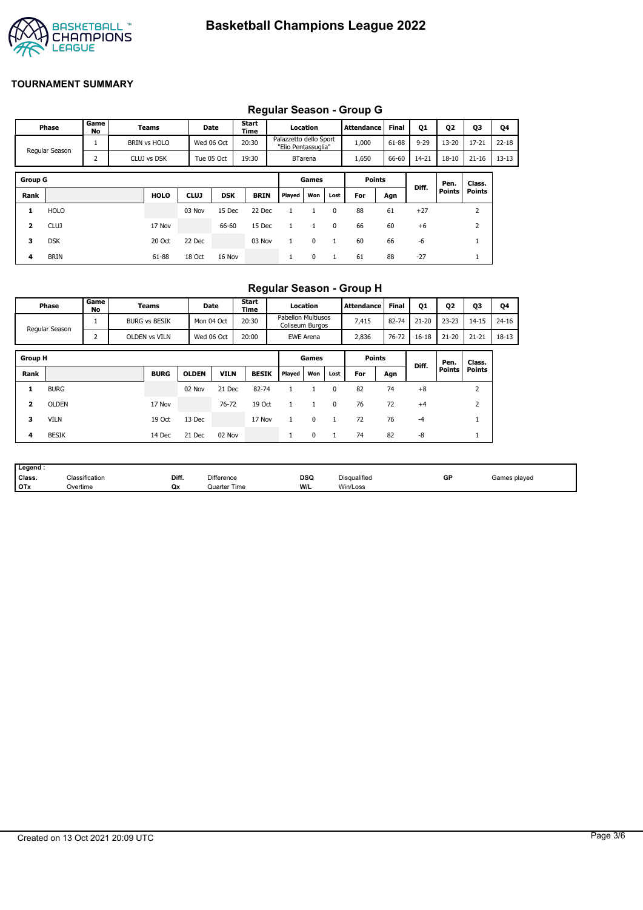# Basketball Champions League 2022

## TOURNAMENT SUMMARY

### Regular Season - Group G

| Phase | Game No | Teams | Date | Start Time | Location | Attendance | Final | Q1 | Q2 | Q3 | Q4 |
|---|---|---|---|---|---|---|---|---|---|---|---|
| Regular Season | 1 | BRIN vs HOLO | Wed 06 Oct | 20:30 | Palazzetto dello Sport "Elio Pentassuglia" | 1,000 | 61-88 | 9-29 | 13-20 | 17-21 | 22-18 |
| | 2 | CLUJ vs DSK | Tue 05 Oct | 19:30 | BTarena | 1,650 | 66-60 | 14-21 | 18-10 | 21-16 | 13-13 |

| Group G | | | | | | Games | | | Points | | Diff. | Pen. Points | Class. Points |
|---|---|---|---|---|---|---|---|---|---|---|---|---|---|
| Rank | | HOLO | CLUJ | DSK | BRIN | Played | Won | Lost | For | Agn | | | |
| 1 | HOLO | | 03 Nov | 15 Dec | 22 Dec | 1 | 1 | 0 | 88 | 61 | +27 | | 2 |
| 2 | CLUJ | 17 Nov | | 66-60 | 15 Dec | 1 | 1 | 0 | 66 | 60 | +6 | | 2 |
| 3 | DSK | 20 Oct | 22 Dec | | 03 Nov | 1 | 0 | 1 | 60 | 66 | -6 | | 1 |
| 4 | BRIN | 61-88 | 18 Oct | 16 Nov | | 1 | 0 | 1 | 61 | 88 | -27 | | 1 |

### Regular Season - Group H

| Phase | Game No | Teams | Date | Start Time | Location | Attendance | Final | Q1 | Q2 | Q3 | Q4 |
|---|---|---|---|---|---|---|---|---|---|---|---|
| Regular Season | 1 | BURG vs BESIK | Mon 04 Oct | 20:30 | Pabellon Multiusos Coliseum Burgos | 7,415 | 82-74 | 21-20 | 23-23 | 14-15 | 24-16 |
| | 2 | OLDEN vs VILN | Wed 06 Oct | 20:00 | EWE Arena | 2,836 | 76-72 | 16-18 | 21-20 | 21-21 | 18-13 |

| Group H | | | | | | Games | | | Points | | Diff. | Pen. Points | Class. Points |
|---|---|---|---|---|---|---|---|---|---|---|---|---|---|
| Rank | | BURG | OLDEN | VILN | BESIK | Played | Won | Lost | For | Agn | | | |
| 1 | BURG | | 02 Nov | 21 Dec | 82-74 | 1 | 1 | 0 | 82 | 74 | +8 | | 2 |
| 2 | OLDEN | 17 Nov | | 76-72 | 19 Oct | 1 | 1 | 0 | 76 | 72 | +4 | | 2 |
| 3 | VILN | 19 Oct | 13 Dec | | 17 Nov | 1 | 0 | 1 | 72 | 76 | -4 | | 1 |
| 4 | BESIK | 14 Dec | 21 Dec | 02 Nov | | 1 | 0 | 1 | 74 | 82 | -8 | | 1 |

| Legend : | | | | | | | |
|---|---|---|---|---|---|---|---|
| Class. | Classification | Diff. | Difference | DSQ | Disqualified | GP | Games played |
| OTx | Overtime | Qx | Quarter Time | W/L | Win/Loss | | |

Created on 13 Oct 2021 20:09 UTC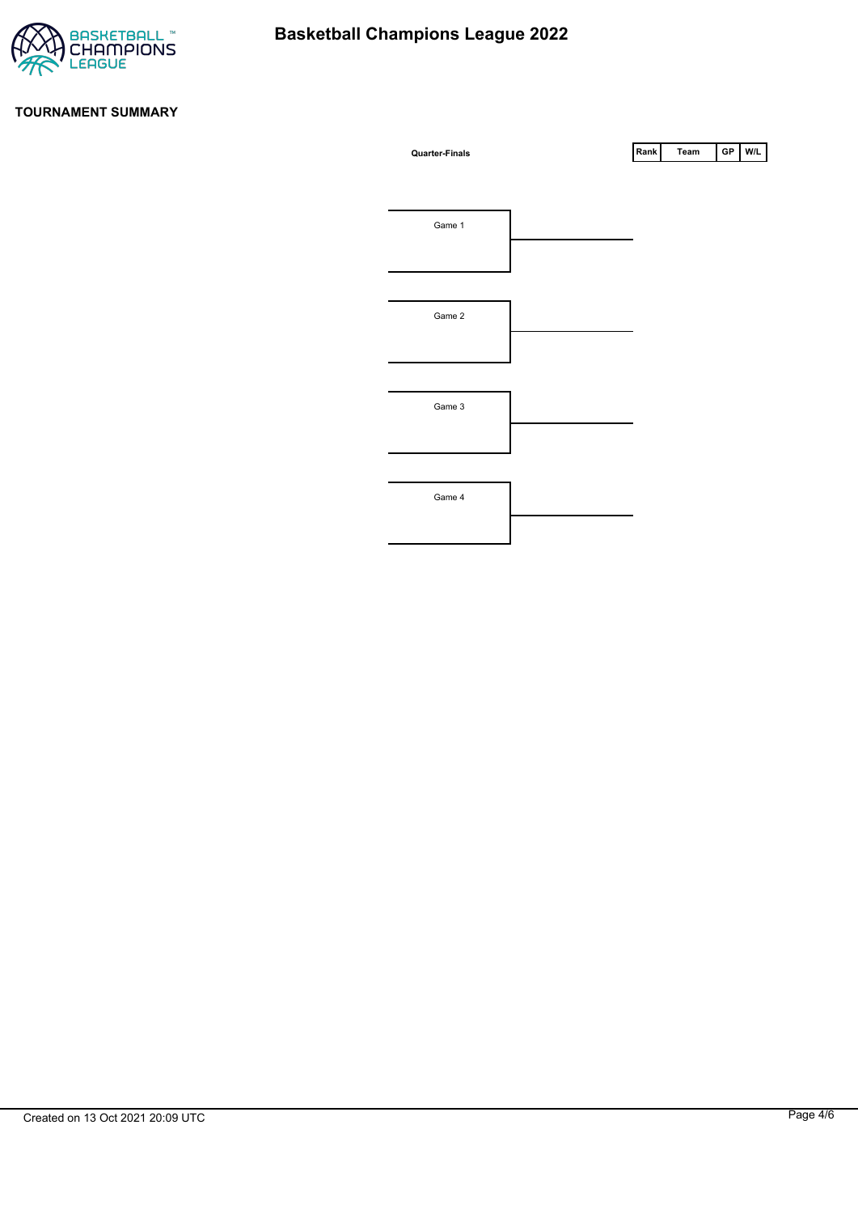# Basketball Champions League 2022

## TOURNAMENT SUMMARY

**Quarter-Finals**

| Rank | Team | GP | W/L |
|---|---|---|---|

Game 1

Game 2

Game 3

Game 4

Created on 13 Oct 2021 20:09 UTC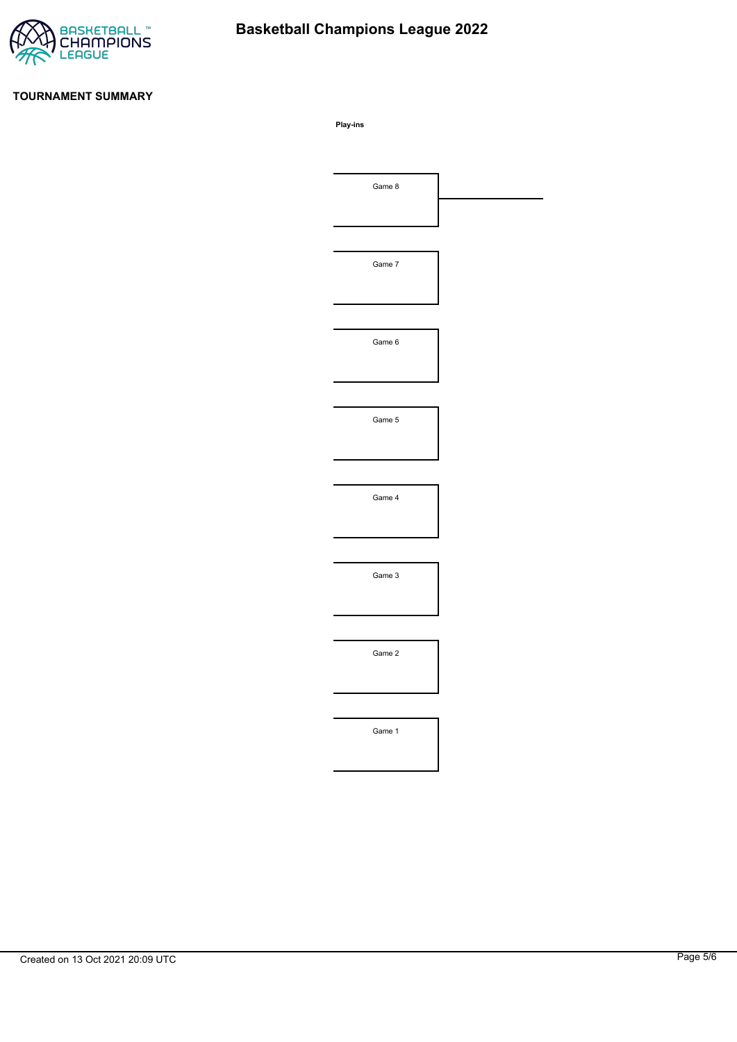# Basketball Champions League 2022

## TOURNAMENT SUMMARY

**Play-ins**

Game 8

Game 7

Game 6

Game 5

Game 4

Game 3

Game 2

Game 1

Created on 13 Oct 2021 20:09 UTC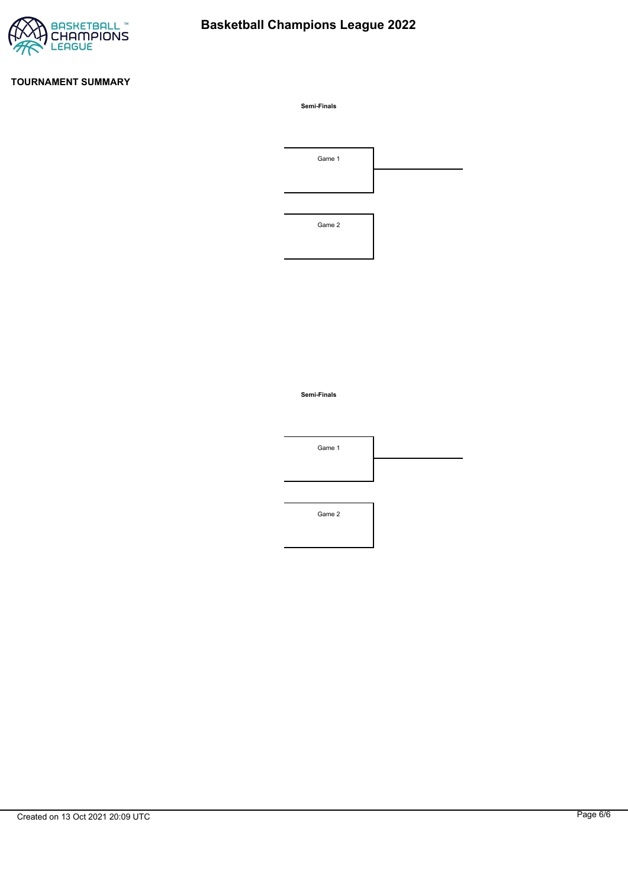# Basketball Champions League 2022

## TOURNAMENT SUMMARY

**Semi-Finals**

Game 1

Game 2

**Semi-Finals**

Game 1

Game 2

Created on 13 Oct 2021 20:09 UTC